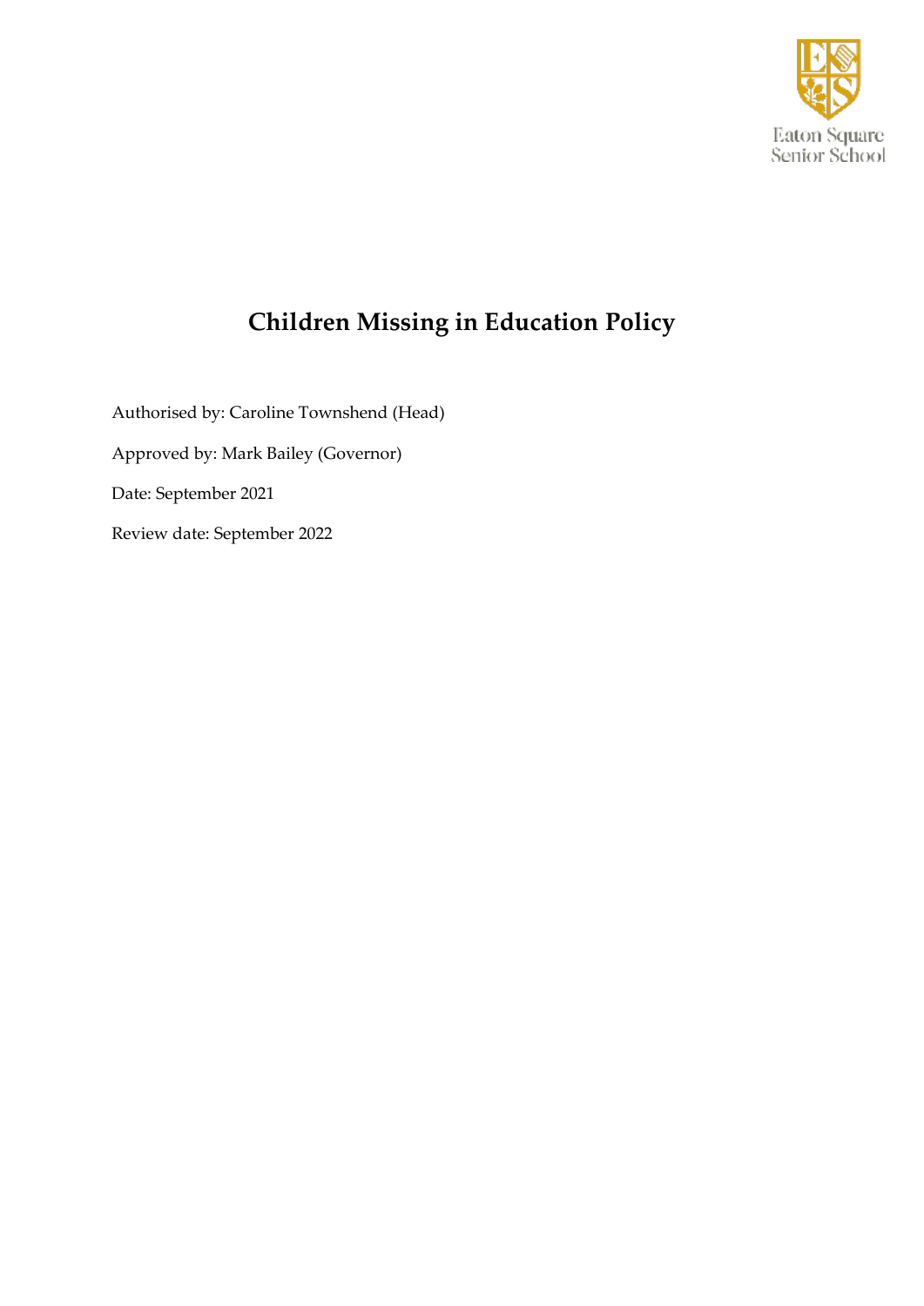# Children Missing in Education Policy

Authorised by: Caroline Townshend (Head)

Approved by: Mark Bailey (Governor)

Date: September 2021

Review date: September 2022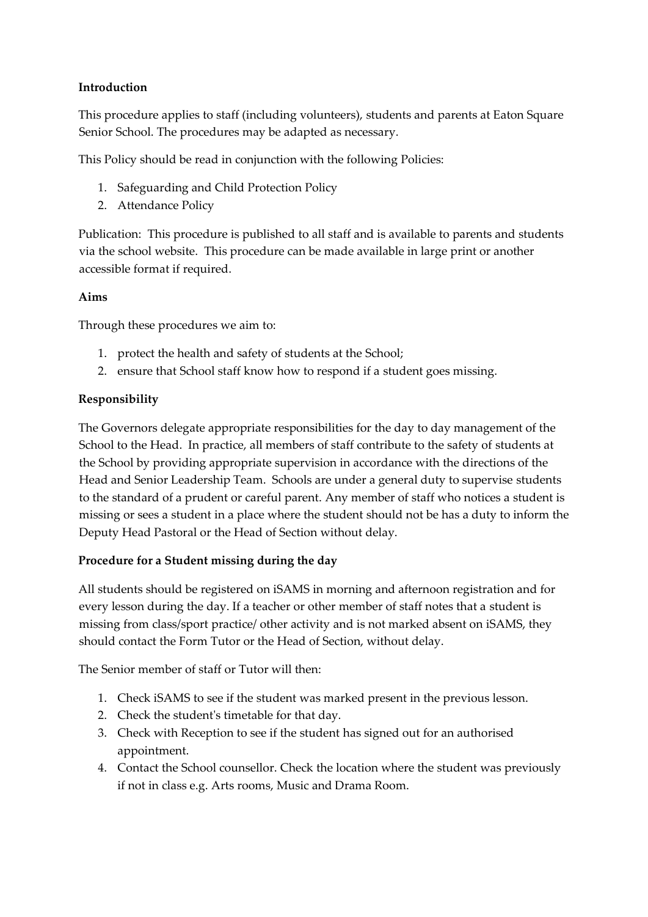**Introduction**

This procedure applies to staff (including volunteers), students and parents at Eaton Square Senior School. The procedures may be adapted as necessary.

This Policy should be read in conjunction with the following Policies:

1. Safeguarding and Child Protection Policy
2. Attendance Policy

Publication: This procedure is published to all staff and is available to parents and students via the school website. This procedure can be made available in large print or another accessible format if required.

**Aims**

Through these procedures we aim to:

1. protect the health and safety of students at the School;
2. ensure that School staff know how to respond if a student goes missing.

**Responsibility**

The Governors delegate appropriate responsibilities for the day to day management of the School to the Head. In practice, all members of staff contribute to the safety of students at the School by providing appropriate supervision in accordance with the directions of the Head and Senior Leadership Team. Schools are under a general duty to supervise students to the standard of a prudent or careful parent. Any member of staff who notices a student is missing or sees a student in a place where the student should not be has a duty to inform the Deputy Head Pastoral or the Head of Section without delay.

**Procedure for a Student missing during the day**

All students should be registered on iSAMS in morning and afternoon registration and for every lesson during the day. If a teacher or other member of staff notes that a student is missing from class/sport practice/ other activity and is not marked absent on iSAMS, they should contact the Form Tutor or the Head of Section, without delay.

The Senior member of staff or Tutor will then:

1. Check iSAMS to see if the student was marked present in the previous lesson.
2. Check the student's timetable for that day.
3. Check with Reception to see if the student has signed out for an authorised appointment.
4. Contact the School counsellor. Check the location where the student was previously if not in class e.g. Arts rooms, Music and Drama Room.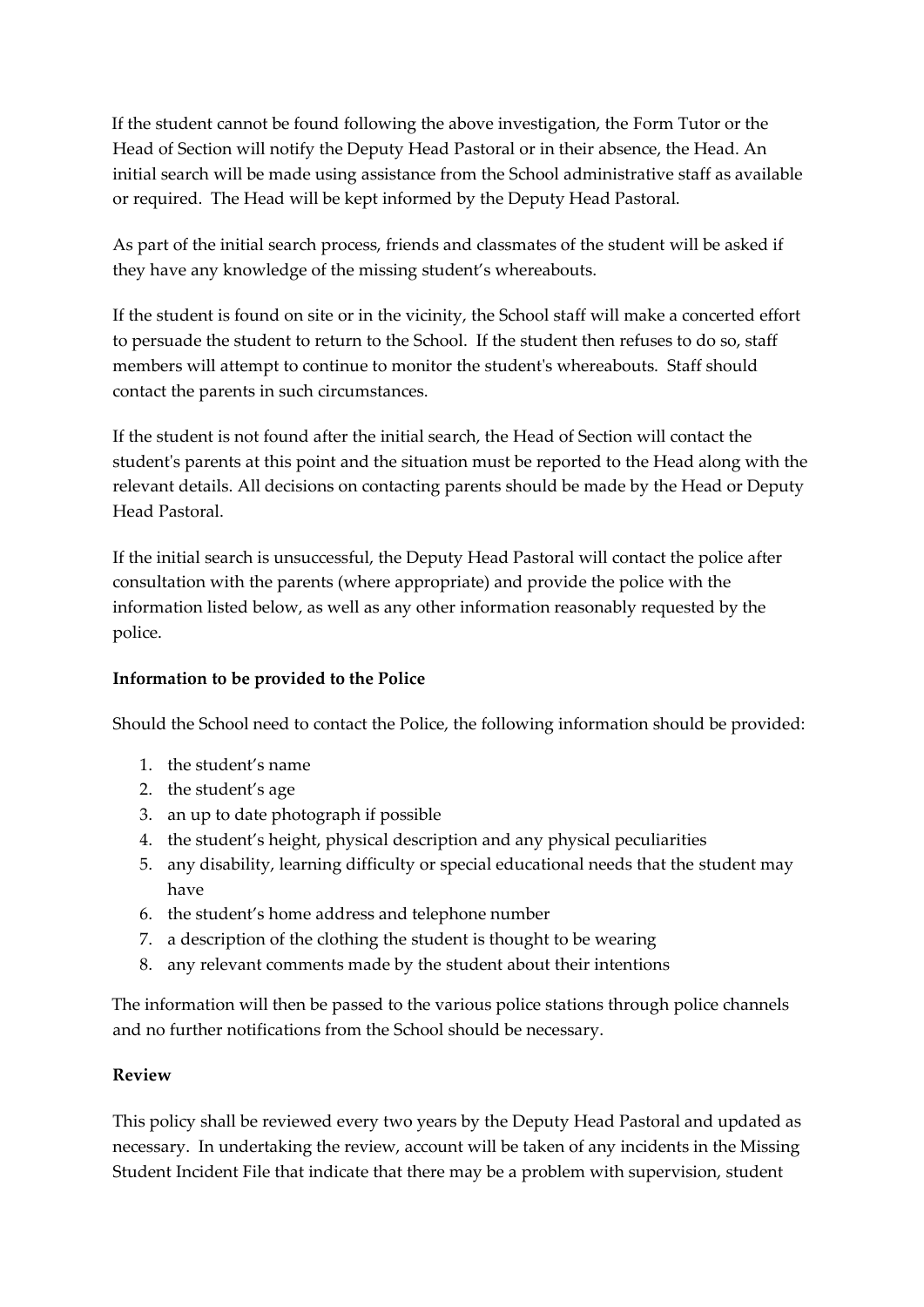If the student cannot be found following the above investigation, the Form Tutor or the Head of Section will notify the Deputy Head Pastoral or in their absence, the Head. An initial search will be made using assistance from the School administrative staff as available or required. The Head will be kept informed by the Deputy Head Pastoral.

As part of the initial search process, friends and classmates of the student will be asked if they have any knowledge of the missing student's whereabouts.

If the student is found on site or in the vicinity, the School staff will make a concerted effort to persuade the student to return to the School. If the student then refuses to do so, staff members will attempt to continue to monitor the student's whereabouts. Staff should contact the parents in such circumstances.

If the student is not found after the initial search, the Head of Section will contact the student's parents at this point and the situation must be reported to the Head along with the relevant details. All decisions on contacting parents should be made by the Head or Deputy Head Pastoral.

If the initial search is unsuccessful, the Deputy Head Pastoral will contact the police after consultation with the parents (where appropriate) and provide the police with the information listed below, as well as any other information reasonably requested by the police.

**Information to be provided to the Police**

Should the School need to contact the Police, the following information should be provided:

1. the student's name
2. the student's age
3. an up to date photograph if possible
4. the student's height, physical description and any physical peculiarities
5. any disability, learning difficulty or special educational needs that the student may have
6. the student's home address and telephone number
7. a description of the clothing the student is thought to be wearing
8. any relevant comments made by the student about their intentions

The information will then be passed to the various police stations through police channels and no further notifications from the School should be necessary.

**Review**

This policy shall be reviewed every two years by the Deputy Head Pastoral and updated as necessary. In undertaking the review, account will be taken of any incidents in the Missing Student Incident File that indicate that there may be a problem with supervision, student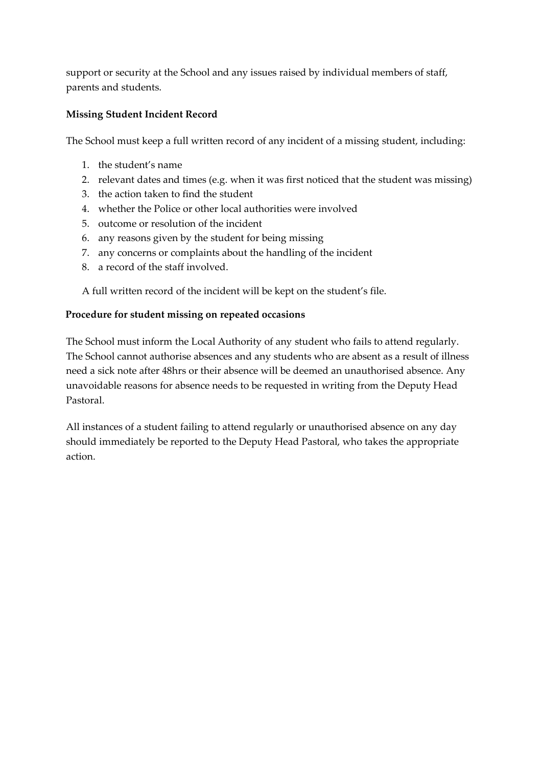support or security at the School and any issues raised by individual members of staff, parents and students.

**Missing Student Incident Record**

The School must keep a full written record of any incident of a missing student, including:

1. the student's name
2. relevant dates and times (e.g. when it was first noticed that the student was missing)
3. the action taken to find the student
4. whether the Police or other local authorities were involved
5. outcome or resolution of the incident
6. any reasons given by the student for being missing
7. any concerns or complaints about the handling of the incident
8. a record of the staff involved.

A full written record of the incident will be kept on the student's file.

**Procedure for student missing on repeated occasions**

The School must inform the Local Authority of any student who fails to attend regularly. The School cannot authorise absences and any students who are absent as a result of illness need a sick note after 48hrs or their absence will be deemed an unauthorised absence. Any unavoidable reasons for absence needs to be requested in writing from the Deputy Head Pastoral.

All instances of a student failing to attend regularly or unauthorised absence on any day should immediately be reported to the Deputy Head Pastoral, who takes the appropriate action.